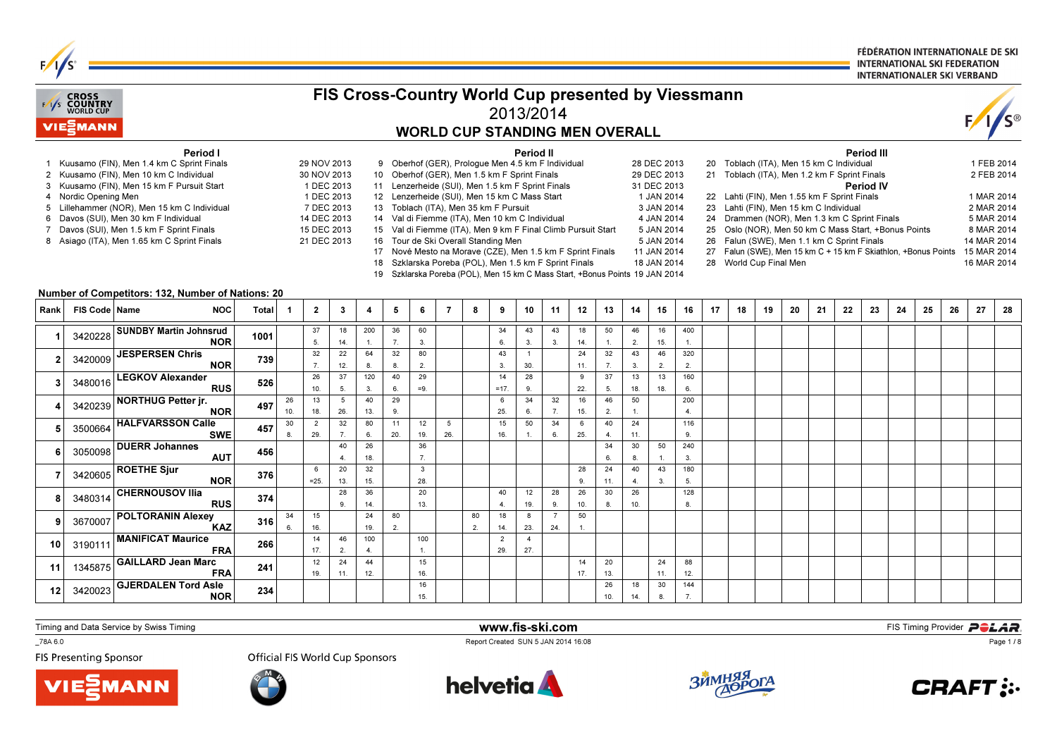# FIS Cross-Country World Cup presented by Viessmann

## 2013/2014

## WORLD CUP STANDING MEN OVERALL

### Period I

1. Kuusamo (FIN), Men 1.4 km C Sprint Finals — 29 NOV 2013
2. Kuusamo (FIN), Men 10 km C Individual — 30 NOV 2013
3. Kuusamo (FIN), Men 15 km F Pursuit Start — 1 DEC 2013
4. Nordic Opening Men — 1 DEC 2013
5. Lillehammer (NOR), Men 15 km C Individual — 7 DEC 2013
6. Davos (SUI), Men 30 km F Individual — 14 DEC 2013
7. Davos (SUI), Men 1.5 km F Sprint Finals — 15 DEC 2013
8. Asiago (ITA), Men 1.65 km C Sprint Finals — 21 DEC 2013

### Period II

9. Oberhof (GER), Prologue Men 4.5 km F Individual — 28 DEC 2013
10. Oberhof (GER), Men 1.5 km F Sprint Finals — 29 DEC 2013
11. Lenzerheide (SUI), Men 1.5 km F Sprint Finals — 31 DEC 2013
12. Lenzerheide (SUI), Men 15 km C Mass Start — 1 JAN 2014
13. Toblach (ITA), Men 35 km F Pursuit — 3 JAN 2014
14. Val di Fiemme (ITA), Men 10 km C Individual — 4 JAN 2014
15. Val di Fiemme (ITA), Men 9 km F Final Climb Pursuit Start — 5 JAN 2014
16. Tour de Ski Overall Standing Men — 5 JAN 2014
17. Nové Mesto na Morave (CZE), Men 1.5 km F Sprint Finals — 11 JAN 2014
18. Szklarska Poreba (POL), Men 1.5 km F Sprint Finals — 18 JAN 2014
19. Szklarska Poreba (POL), Men 15 km C Mass Start, +Bonus Points — 19 JAN 2014

### Period III

20. Toblach (ITA), Men 15 km C Individual — 1 FEB 2014
21. Toblach (ITA), Men 1.2 km F Sprint Finals — 2 FEB 2014

### Period IV

22. Lahti (FIN), Men 1.55 km F Sprint Finals — 1 MAR 2014
23. Lahti (FIN), Men 15 km C Individual — 2 MAR 2014
24. Drammen (NOR), Men 1.3 km C Sprint Finals — 5 MAR 2014
25. Oslo (NOR), Men 50 km C Mass Start, +Bonus Points — 8 MAR 2014
26. Falun (SWE), Men 1.1 km C Sprint Finals — 14 MAR 2014
27. Falun (SWE), Men 15 km C + 15 km F Skiathlon, +Bonus Points — 15 MAR 2014
28. World Cup Final Men — 16 MAR 2014

**Number of Competitors: 132, Number of Nations: 20**

| Rank | FIS Code | Name | NOC | Total | 1 | 2 | 3 | 4 | 5 | 6 | 7 | 8 | 9 | 10 | 11 | 12 | 13 | 14 | 15 | 16 | 17 | 18 | 19 | 20 | 21 | 22 | 23 | 24 | 25 | 26 | 27 | 28 |
|---|---|---|---|---|---|---|---|---|---|---|---|---|---|---|---|---|---|---|---|---|---|---|---|---|---|---|---|---|---|---|---|---|
| 1 | 3420228 | SUNDBY Martin Johnsrud | NOR | 1001 | | 37 (5.) | 18 (14.) | 200 (1.) | 36 (7.) | 60 (3.) | | | 34 (6.) | 43 (3.) | 43 (3.) | 18 (14.) | 50 (1.) | 46 (2.) | 16 (15.) | 400 (1.) | | | | | | | | | | | | |
| 2 | 3420009 | JESPERSEN Chris | NOR | 739 | | 32 (7.) | 22 (12.) | 64 (8.) | 32 (8.) | 80 (2.) | | | 43 (3.) | 1 (30.) | | 24 (11.) | 32 (7.) | 43 (3.) | 46 (2.) | 320 (2.) | | | | | | | | | | | | |
| 3 | 3480016 | LEGKOV Alexander | RUS | 526 | | 26 (10.) | 37 (5.) | 120 (3.) | 40 (6.) | 29 (=9.) | | | 14 (=17.) | 28 (9.) | | 9 (22.) | 37 (5.) | 13 (18.) | 13 (18.) | 160 (6.) | | | | | | | | | | | | |
| 4 | 3420239 | NORTHUG Petter jr. | NOR | 497 | 26 (10.) | 13 (18.) | 5 (26.) | 40 (13.) | 29 (9.) | | | | 6 (25.) | 34 (6.) | 32 (7.) | 16 (15.) | 46 (2.) | 50 (1.) | | 200 (4.) | | | | | | | | | | | | |
| 5 | 3500664 | HALFVARSSON Calle | SWE | 457 | 30 (8.) | 2 (29.) | 32 (7.) | 80 (6.) | 11 (20.) | 12 (19.) | 5 (26.) | | 15 (16.) | 50 (1.) | 34 (6.) | 6 (25.) | 40 (4.) | 24 (11.) | | 116 (9.) | | | | | | | | | | | | |
| 6 | 3050098 | DUERR Johannes | AUT | 456 | | | 40 (4.) | 26 (18.) | | 36 (7.) | | | | | | | 34 (6.) | 30 (8.) | 50 (1.) | 240 (3.) | | | | | | | | | | | | |
| 7 | 3420605 | ROETHE Sjur | NOR | 376 | | 6 (=25.) | 20 (13.) | 32 (15.) | | 3 (28.) | | | | | | 28 (9.) | 24 (11.) | 40 (4.) | 43 (3.) | 180 (5.) | | | | | | | | | | | | |
| 8 | 3480314 | CHERNOUSOV Ilia | RUS | 374 | | | 28 (9.) | 36 (14.) | | 20 (13.) | | | 40 (4.) | 12 (19.) | 28 (9.) | 26 (10.) | 30 (8.) | 26 (10.) | | 128 (8.) | | | | | | | | | | | | |
| 9 | 3670007 | POLTORANIN Alexey | KAZ | 316 | 34 (6.) | 15 (16.) | | 24 (19.) | 80 (2.) | | | 80 (2.) | 18 (14.) | 8 (23.) | 7 (24.) | 50 (1.) | | | | | | | | | | | | | | | | |
| 10 | 3190111 | MANIFICAT Maurice | FRA | 266 | | 14 (17.) | 46 (2.) | 100 (4.) | | 100 (1.) | | | 2 (29.) | 4 (27.) | | | | | | | | | | | | | | | | | | |
| 11 | 1345875 | GAILLARD Jean Marc | FRA | 241 | | 12 (19.) | 24 (11.) | 44 (12.) | | 15 (16.) | | | | | | 14 (17.) | 20 (13.) | | 24 (11.) | 88 (12.) | | | | | | | | | | | | |
| 12 | 3420023 | GJERDALEN Tord Asle | NOR | 234 | | | | | | 16 (15.) | | | | | | | 26 (10.) | 18 (14.) | 30 (8.) | 144 (7.) | | | | | | | | | | | | |

Timing and Data Service by Swiss Timing

www.fis-ski.com

Report Created SUN 5 JAN 2014 16:08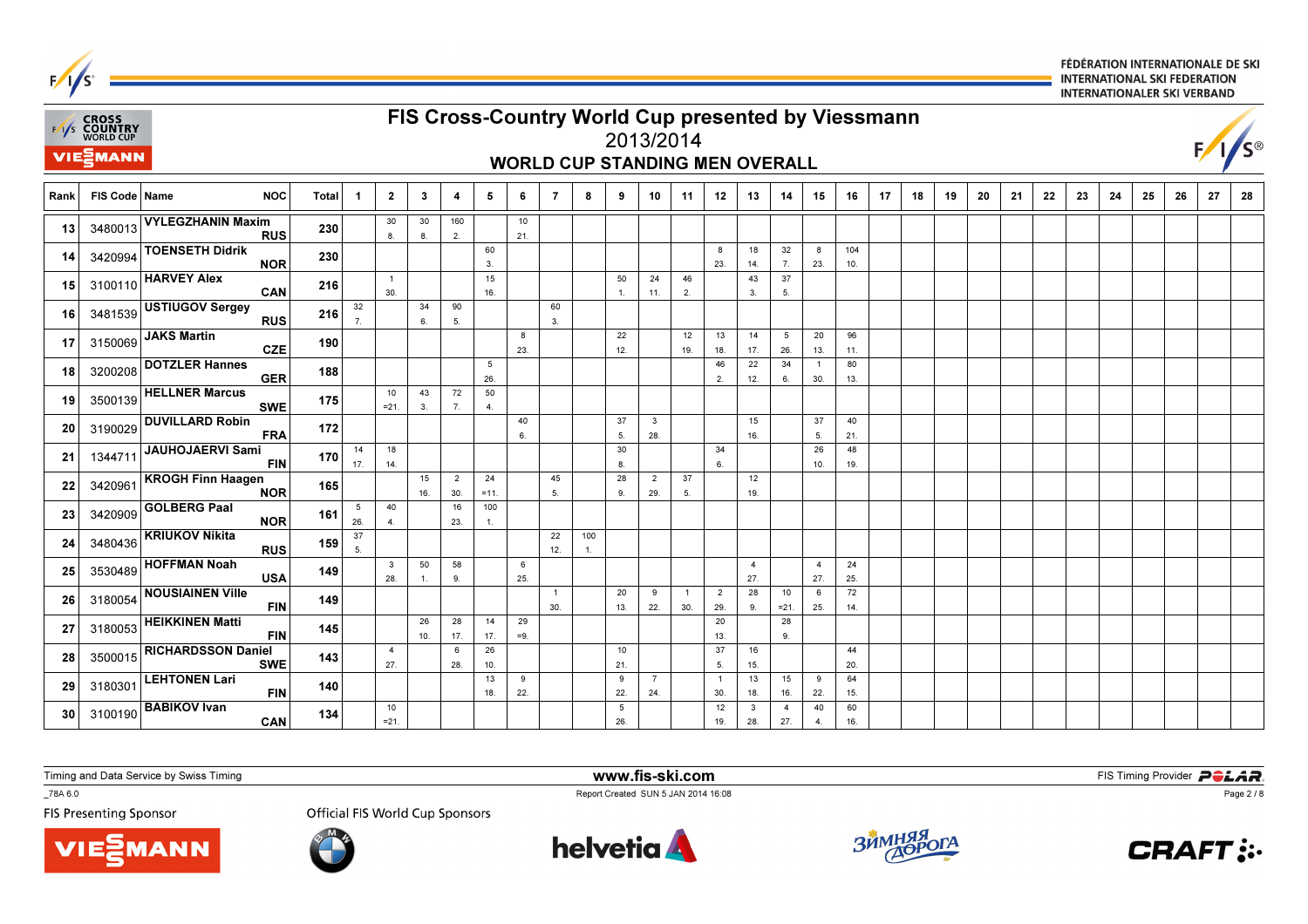# FIS Cross-Country World Cup presented by Viessmann

## 2013/2014

### WORLD CUP STANDING MEN OVERALL

| Rank | FIS Code | Name | NOC | Total | 1 | 2 | 3 | 4 | 5 | 6 | 7 | 8 | 9 | 10 | 11 | 12 | 13 | 14 | 15 | 16 | 17 | 18 | 19 | 20 | 21 | 22 | 23 | 24 | 25 | 26 | 27 | 28 |
|---|---|---|---|---|---|---|---|---|---|---|---|---|---|---|---|---|---|---|---|---|---|---|---|---|---|---|---|---|---|---|---|---|
| 13 | 3480013 | VYLEGZHANIN Maxim | RUS | 230 | | 30 8. | 30 8. | 160 2. | | 10 21. | | | | | | | | | | | | | | | | | | | | | | |
| 14 | 3420994 | TOENSETH Didrik | NOR | 230 | | | | | 60 3. | | | | | | | 8 23. | 18 14. | 32 7. | 8 23. | 104 10. | | | | | | | | | | | | |
| 15 | 3100110 | HARVEY Alex | CAN | 216 | | 1 30. | | | 15 16. | | | | 50 1. | 24 11. | 46 2. | | 43 3. | 37 5. | | | | | | | | | | | | | | |
| 16 | 3481539 | USTIUGOV Sergey | RUS | 216 | 32 7. | | 34 6. | 90 5. | | | 60 3. | | | | | | | | | | | | | | | | | | | | | |
| 17 | 3150069 | JAKS Martin | CZE | 190 | | | | | | 8 23. | | | 22 12. | | 12 19. | 13 18. | 14 17. | 5 26. | 20 13. | 96 11. | | | | | | | | | | | | |
| 18 | 3200208 | DOTZLER Hannes | GER | 188 | | | | | 5 26. | | | | | | | 46 2. | 22 12. | 34 6. | 1 30. | 80 13. | | | | | | | | | | | | |
| 19 | 3500139 | HELLNER Marcus | SWE | 175 | | 10 =21. | 43 3. | 72 7. | 50 4. | | | | | | | | | | | | | | | | | | | | | | | |
| 20 | 3190029 | DUVILLARD Robin | FRA | 172 | | | | | | 40 6. | | | 37 5. | 3 28. | | | 15 16. | | 37 5. | 40 21. | | | | | | | | | | | | |
| 21 | 1344711 | JAUHOJAERVI Sami | FIN | 170 | 14 17. | 18 14. | | | | | | | 30 8. | | | 34 6. | | | 26 10. | 48 19. | | | | | | | | | | | | |
| 22 | 3420961 | KROGH Finn Haagen | NOR | 165 | | | 15 16. | 2 30. | 24 =11. | | 45 5. | | 28 9. | 2 29. | 37 5. | | 12 19. | | | | | | | | | | | | | | | |
| 23 | 3420909 | GOLBERG Paal | NOR | 161 | 5 26. | 40 4. | | 16 23. | 100 1. | | | | | | | | | | | | | | | | | | | | | | | |
| 24 | 3480436 | KRIUKOV Nikita | RUS | 159 | 37 5. | | | | | | 22 12. | 100 1. | | | | | | | | | | | | | | | | | | | | |
| 25 | 3530489 | HOFFMAN Noah | USA | 149 | | 3 28. | 50 1. | 58 9. | | 6 25. | | | | | | | 4 27. | | 4 27. | 24 25. | | | | | | | | | | | | |
| 26 | 3180054 | NOUSIAINEN Ville | FIN | 149 | | | | | | | 1 30. | | 20 13. | 9 22. | 1 30. | 2 29. | 28 9. | 10 =21. | 6 25. | 72 14. | | | | | | | | | | | | |
| 27 | 3180053 | HEIKKINEN Matti | FIN | 145 | | | 26 10. | 28 17. | 14 17. | 29 =9. | | | | | | 20 13. | | 28 9. | | | | | | | | | | | | | | |
| 28 | 3500015 | RICHARDSSON Daniel | SWE | 143 | | 4 27. | | 6 28. | 26 10. | | | | 10 21. | | | 37 5. | 16 15. | | | 44 20. | | | | | | | | | | | | |
| 29 | 3180301 | LEHTONEN Lari | FIN | 140 | | | | | 13 18. | 9 22. | | | 9 22. | 7 24. | | 1 30. | 13 18. | 15 16. | 9 22. | 64 15. | | | | | | | | | | | | |
| 30 | 3100190 | BABIKOV Ivan | CAN | 134 | | 10 =21. | | | | | | | 5 26. | | | 12 19. | 3 28. | 4 27. | 40 4. | 60 16. | | | | | | | | | | | | |

Timing and Data Service by Swiss Timing

www.fis-ski.com

FIS Timing Provider POLAR

_78A 6.0

Report Created SUN 5 JAN 2014 16:08

FIS Presenting Sponsor

Official FIS World Cup Sponsors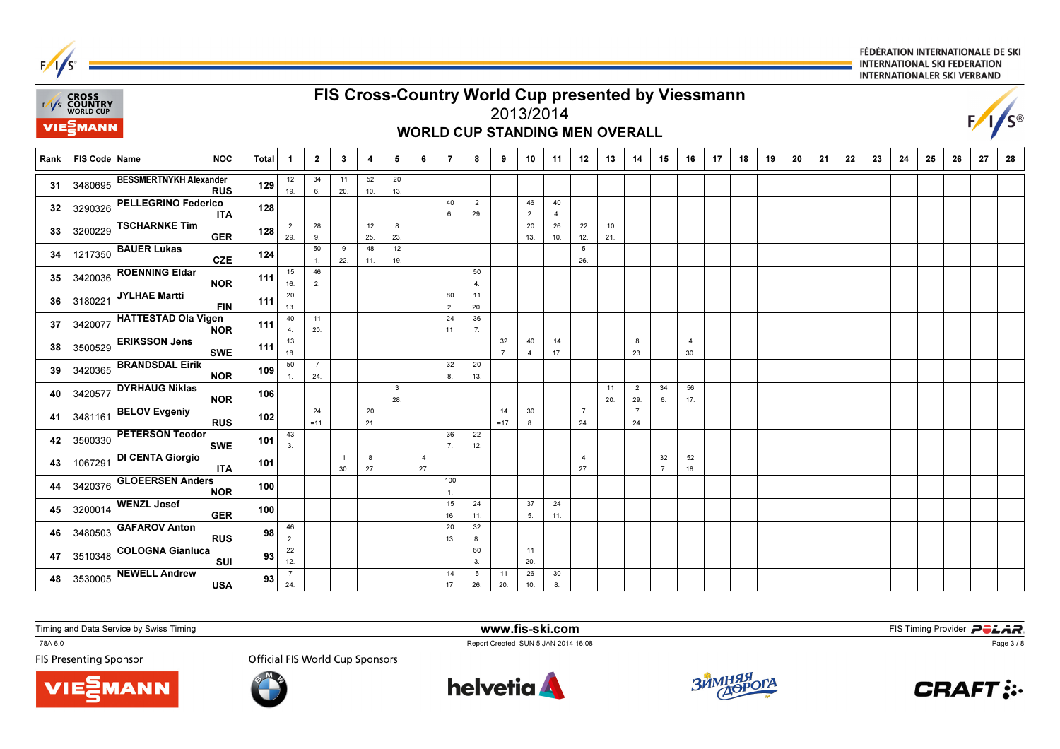FÉDÉRATION INTERNATIONALE DE SKI
INTERNATIONAL SKI FEDERATION
INTERNATIONALER SKI VERBAND

# FIS Cross-Country World Cup presented by Viessmann

## 2013/2014

### WORLD CUP STANDING MEN OVERALL

| Rank | FIS Code | Name | NOC | Total | 1 | 2 | 3 | 4 | 5 | 6 | 7 | 8 | 9 | 10 | 11 | 12 | 13 | 14 | 15 | 16 | 17 | 18 | 19 | 20 | 21 | 22 | 23 | 24 | 25 | 26 | 27 | 28 |
|---|---|---|---|---|---|---|---|---|---|---|---|---|---|---|---|---|---|---|---|---|---|---|---|---|---|---|---|---|---|---|---|---|
| 31 | 3480695 | BESSMERTNYKH Alexander | RUS | 129 | 12 19. | 34 6. | 11 20. | 52 10. | 20 13. | | | | | | | | | | | | | | | | | | | | | | | |
| 32 | 3290326 | PELLEGRINO Federico | ITA | 128 | | | | | | | 40 6. | 2 29. | | 46 2. | 40 4. | | | | | | | | | | | | | | | | | |
| 33 | 3200229 | TSCHARNKE Tim | GER | 128 | 2 29. | 28 9. | | 12 25. | 8 23. | | | | | 20 13. | 26 10. | 22 12. | 10 21. | | | | | | | | | | | | | | | |
| 34 | 1217350 | BAUER Lukas | CZE | 124 | | 50 1. | 9 22. | 48 11. | 12 19. | | | | | | | 5 26. | | | | | | | | | | | | | | | | |
| 35 | 3420036 | ROENNING Eldar | NOR | 111 | 15 16. | 46 2. | | | | | | 50 4. | | | | | | | | | | | | | | | | | | | | |
| 36 | 3180221 | JYLHAE Martti | FIN | 111 | 20 13. | | | | | | 80 2. | 11 20. | | | | | | | | | | | | | | | | | | | | |
| 37 | 3420077 | HATTESTAD Ola Vigen | NOR | 111 | 40 4. | 11 20. | | | | | 24 11. | 36 7. | | | | | | | | | | | | | | | | | | | | |
| 38 | 3500529 | ERIKSSON Jens | SWE | 111 | 13 18. | | | | | | | | 32 7. | 40 4. | 14 17. | | | 8 23. | | 4 30. | | | | | | | | | | | | |
| 39 | 3420365 | BRANDSDAL Eirik | NOR | 109 | 50 1. | 7 24. | | | | | 32 8. | 20 13. | | | | | | | | | | | | | | | | | | | | |
| 40 | 3420577 | DYRHAUG Niklas | NOR | 106 | | | | | 3 28. | | | | | | | | 11 20. | 2 29. | 34 6. | 56 17. | | | | | | | | | | | | |
| 41 | 3481161 | BELOV Evgeniy | RUS | 102 | | 24 =11. | | 20 21. | | | | | 14 =17. | 30 8. | | 7 24. | | 7 24. | | | | | | | | | | | | | | |
| 42 | 3500330 | PETERSON Teodor | SWE | 101 | 43 3. | | | | | | 36 7. | 22 12. | | | | | | | | | | | | | | | | | | | | |
| 43 | 1067291 | DI CENTA Giorgio | ITA | 101 | | | 1 30. | 8 27. | | 4 27. | | | | | | 4 27. | | | 32 7. | 52 18. | | | | | | | | | | | | |
| 44 | 3420376 | GLOEERSEN Anders | NOR | 100 | | | | | | | 100 1. | | | | | | | | | | | | | | | | | | | | | |
| 45 | 3200014 | WENZL Josef | GER | 100 | | | | | | | 15 16. | 24 11. | | 37 5. | 24 11. | | | | | | | | | | | | | | | | | |
| 46 | 3480503 | GAFAROV Anton | RUS | 98 | 46 2. | | | | | | 20 13. | 32 8. | | | | | | | | | | | | | | | | | | | | |
| 47 | 3510348 | COLOGNA Gianluca | SUI | 93 | 22 12. | | | | | | | 60 3. | | 11 20. | | | | | | | | | | | | | | | | | | |
| 48 | 3530005 | NEWELL Andrew | USA | 93 | 7 24. | | | | | | 14 17. | 5 26. | 11 20. | 26 10. | 30 8. | | | | | | | | | | | | | | | | | |

Timing and Data Service by Swiss Timing

www.fis-ski.com

FIS Timing Provider POLAR

_78A 6.0

Report Created SUN 5 JAN 2014 16:08

FIS Presenting Sponsor

Official FIS World Cup Sponsors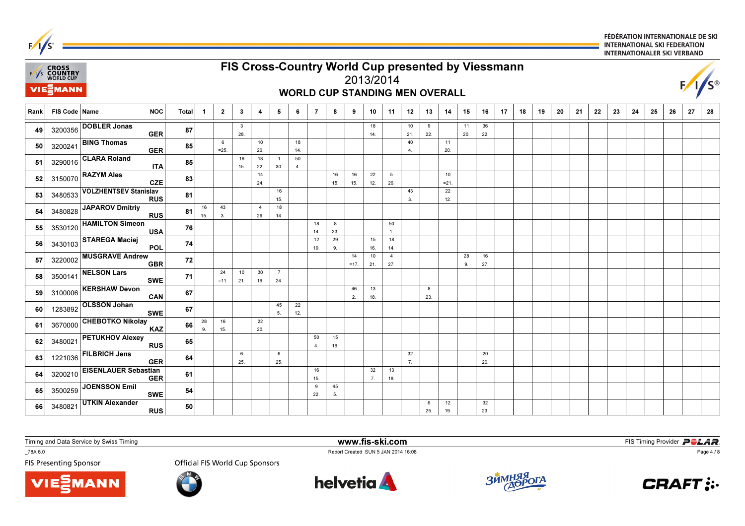# FIS Cross-Country World Cup presented by Viessmann

## 2013/2014

### WORLD CUP STANDING MEN OVERALL

| Rank | FIS Code | Name | NOC | Total | 1 | 2 | 3 | 4 | 5 | 6 | 7 | 8 | 9 | 10 | 11 | 12 | 13 | 14 | 15 | 16 | 17 | 18 | 19 | 20 | 21 | 22 | 23 | 24 | 25 | 26 | 27 | 28 |
|---|---|---|---|---|---|---|---|---|---|---|---|---|---|---|---|---|---|---|---|---|---|---|---|---|---|---|---|---|---|---|---|---|
| 49 | 3200356 | DOBLER Jonas | GER | 87 | | | 3 28. | | | | | | | 18 14. | | 10 21. | 9 22. | | 11 20. | 36 22. | | | | | | | | | | | | |
| 50 | 3200241 | BING Thomas | GER | 85 | | 6 =25. | | 10 26. | | 18 14. | | | | | | 40 4. | | 11 20. | | | | | | | | | | | | | | |
| 51 | 3290016 | CLARA Roland | ITA | 85 | | | 16 15. | 18 22. | 1 30. | 50 4. | | | | | | | | | | | | | | | | | | | | | | |
| 52 | 3150070 | RAZYM Ales | CZE | 83 | | | | 14 24. | | | | 16 15. | 16 15. | 22 12. | 5 26. | | | 10 =21. | | | | | | | | | | | | | | |
| 53 | 3480533 | VOLZHENTSEV Stanislav | RUS | 81 | | | | | 16 15. | | | | | | | 43 3. | | 22 12. | | | | | | | | | | | | | | |
| 54 | 3480828 | JAPAROV Dmitriy | RUS | 81 | 16 15. | 43 3. | | 4 29. | 18 14. | | | | | | | | | | | | | | | | | | | | | | | |
| 55 | 3530120 | HAMILTON Simeon | USA | 76 | | | | | | | 18 14. | 8 23. | | | 50 1. | | | | | | | | | | | | | | | | | |
| 56 | 3430103 | STAREGA Maciej | POL | 74 | | | | | | | 12 19. | 29 9. | | 15 16. | 18 14. | | | | | | | | | | | | | | | | | |
| 57 | 3220002 | MUSGRAVE Andrew | GBR | 72 | | | | | | | | | 14 =17. | 10 21. | 4 27. | | | | 28 9. | 16 27. | | | | | | | | | | | | |
| 58 | 3500141 | NELSON Lars | SWE | 71 | | 24 =11. | 10 21. | 30 16. | 7 24. | | | | | | | | | | | | | | | | | | | | | | | |
| 59 | 3100006 | KERSHAW Devon | CAN | 67 | | | | | | | | | 46 2. | 13 18. | | | 8 23. | | | | | | | | | | | | | | | |
| 60 | 1283892 | OLSSON Johan | SWE | 67 | | | | | 45 5. | 22 12. | | | | | | | | | | | | | | | | | | | | | | |
| 61 | 3670000 | CHEBOTKO Nikolay | KAZ | 66 | 28 9. | 16 15. | | 22 20. | | | | | | | | | | | | | | | | | | | | | | | | |
| 62 | 3480021 | PETUKHOV Alexey | RUS | 65 | | | | | | | 50 4. | 15 16. | | | | | | | | | | | | | | | | | | | | |
| 63 | 1221036 | FILBRICH Jens | GER | 64 | | | 6 25. | | 6 25. | | | | | | | 32 7. | | | | 20 26. | | | | | | | | | | | | |
| 64 | 3200210 | EISENLAUER Sebastian | GER | 61 | | | | | | | 16 15. | | | 32 7. | 13 18. | | | | | | | | | | | | | | | | | |
| 65 | 3500259 | JOENSSON Emil | SWE | 54 | | | | | | | 9 22. | 45 5. | | | | | | | | | | | | | | | | | | | | |
| 66 | 3480821 | UTKIN Alexander | RUS | 50 | | | | | | | | | | | | | 6 25. | 12 19. | | 32 23. | | | | | | | | | | | | |

Timing and Data Service by Swiss Timing

www.fis-ski.com

Report Created SUN 5 JAN 2014 16:08

FIS Timing Provider POLAR

_78A 6.0

FIS Presenting Sponsor

Official FIS World Cup Sponsors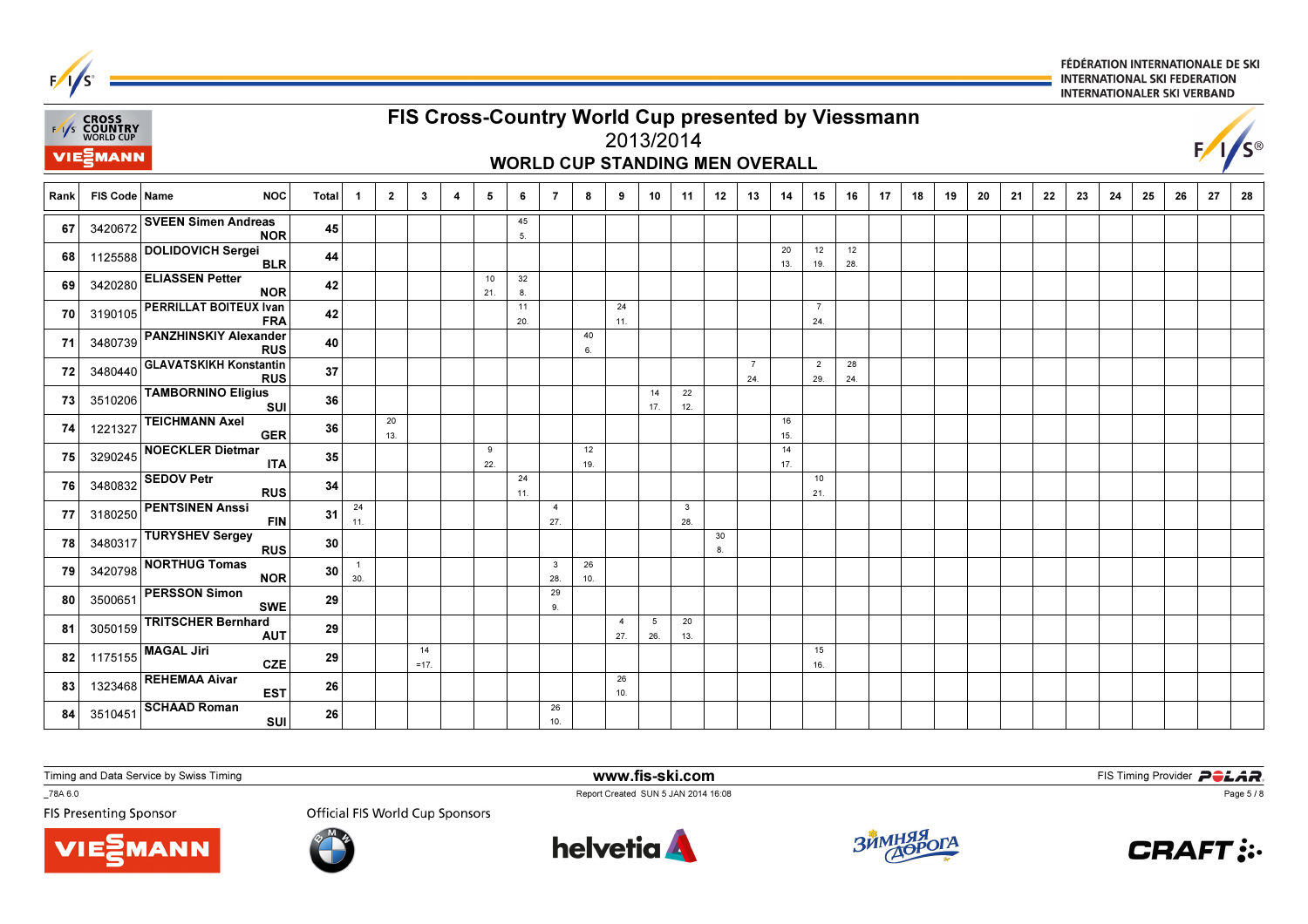# FIS Cross-Country World Cup presented by Viessmann

## 2013/2014

### WORLD CUP STANDING MEN OVERALL

| Rank | FIS Code | Name | NOC | Total | 1 | 2 | 3 | 4 | 5 | 6 | 7 | 8 | 9 | 10 | 11 | 12 | 13 | 14 | 15 | 16 | 17 | 18 | 19 | 20 | 21 | 22 | 23 | 24 | 25 | 26 | 27 | 28 |
|---|---|---|---|---|---|---|---|---|---|---|---|---|---|---|---|---|---|---|---|---|---|---|---|---|---|---|---|---|---|---|---|---|
| 67 | 3420672 | SVEEN Simen Andreas | NOR | 45 | | | | | | 45 5. | | | | | | | | | | | | | | | | | | | | | | |
| 68 | 1125588 | DOLIDOVICH Sergei | BLR | 44 | | | | | | | | | | | | | | 20 13. | 12 19. | 12 28. | | | | | | | | | | | | |
| 69 | 3420280 | ELIASSEN Petter | NOR | 42 | | | | | 10 21. | 32 8. | | | | | | | | | | | | | | | | | | | | | | |
| 70 | 3190105 | PERRILLAT BOITEUX Ivan | FRA | 42 | | | | | | 11 20. | | | 24 11. | | | | | | 7 24. | | | | | | | | | | | | | |
| 71 | 3480739 | PANZHINSKIY Alexander | RUS | 40 | | | | | | | | 40 6. | | | | | | | | | | | | | | | | | | | | |
| 72 | 3480440 | GLAVATSKIKH Konstantin | RUS | 37 | | | | | | | | | | | | | 7 24. | | 2 29. | 28 24. | | | | | | | | | | | | |
| 73 | 3510206 | TAMBORNINO Eligius | SUI | 36 | | | | | | | | | | 14 17. | 22 12. | | | | | | | | | | | | | | | | | |
| 74 | 1221327 | TEICHMANN Axel | GER | 36 | | 20 13. | | | | | | | | | | | | 16 15. | | | | | | | | | | | | | | |
| 75 | 3290245 | NOECKLER Dietmar | ITA | 35 | | | | | 9 22. | | | 12 19. | | | | | | 14 17. | | | | | | | | | | | | | | |
| 76 | 3480832 | SEDOV Petr | RUS | 34 | | | | | | 24 11. | | | | | | | | | 10 21. | | | | | | | | | | | | | |
| 77 | 3180250 | PENTSINEN Anssi | FIN | 31 | 24 11. | | | | | | 4 27. | | | | 3 28. | | | | | | | | | | | | | | | | | |
| 78 | 3480317 | TURYSHEV Sergey | RUS | 30 | | | | | | | | | | | | 30 8. | | | | | | | | | | | | | | | | |
| 79 | 3420798 | NORTHUG Tomas | NOR | 30 | 1 30. | | | | | | 3 28. | 26 10. | | | | | | | | | | | | | | | | | | | | |
| 80 | 3500651 | PERSSON Simon | SWE | 29 | | | | | | | 29 9. | | | | | | | | | | | | | | | | | | | | | |
| 81 | 3050159 | TRITSCHER Bernhard | AUT | 29 | | | | | | | | | 4 27. | 5 26. | 20 13. | | | | | | | | | | | | | | | | | |
| 82 | 1175155 | MAGAL Jiri | CZE | 29 | | | 14 =17. | | | | | | | | | | | | 15 16. | | | | | | | | | | | | | |
| 83 | 1323468 | REHEMAA Aivar | EST | 26 | | | | | | | | | 26 10. | | | | | | | | | | | | | | | | | | | |
| 84 | 3510451 | SCHAAD Roman | SUI | 26 | | | | | | | 26 10. | | | | | | | | | | | | | | | | | | | | | |

Timing and Data Service by Swiss Timing

www.fis-ski.com

FIS Timing Provider POLAR

_78A 6.0

Report Created SUN 5 JAN 2014 16:08

FIS Presenting Sponsor

Official FIS World Cup Sponsors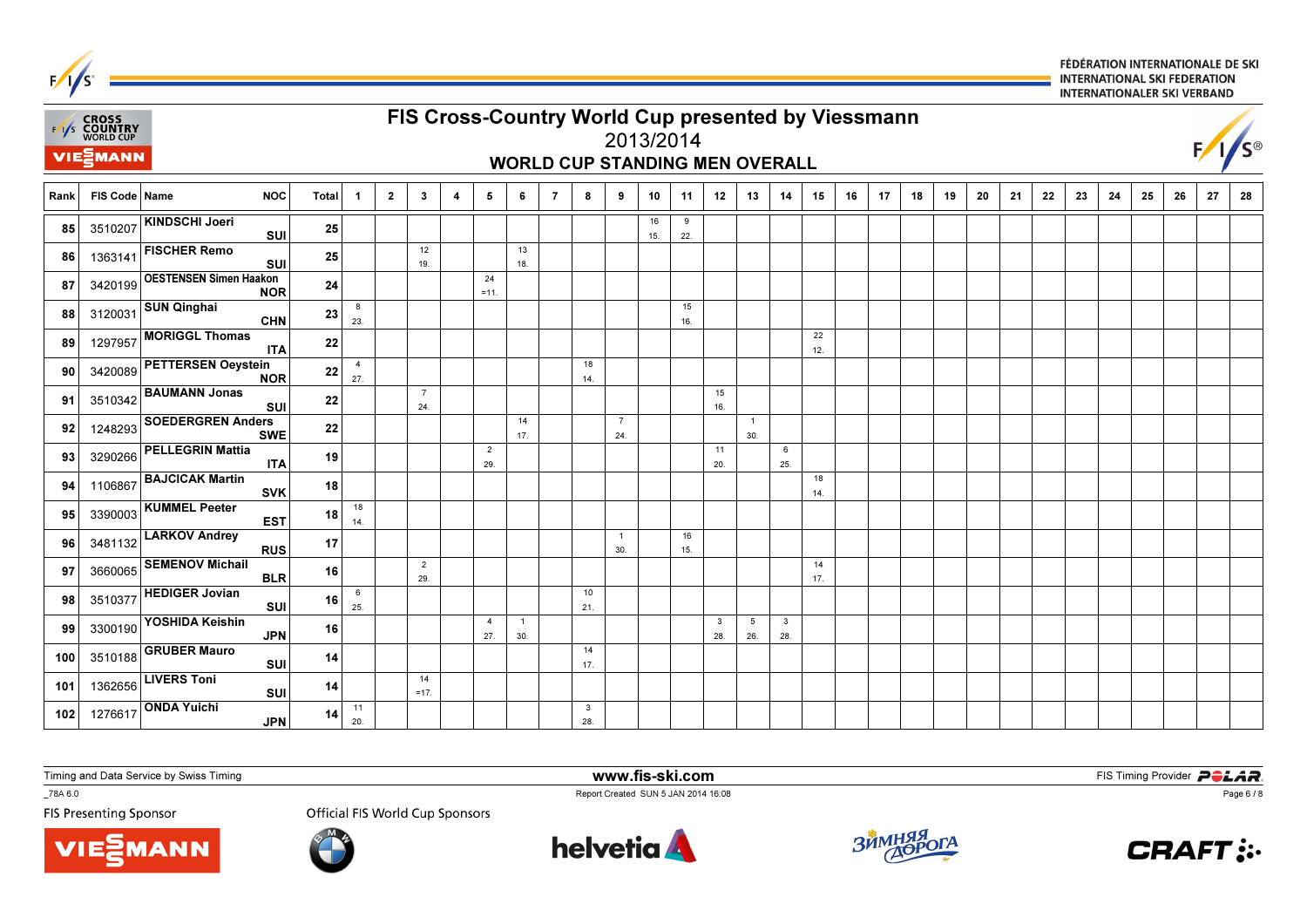# FIS Cross-Country World Cup presented by Viessmann

## 2013/2014

### WORLD CUP STANDING MEN OVERALL

| Rank | FIS Code | Name | NOC | Total | 1 | 2 | 3 | 4 | 5 | 6 | 7 | 8 | 9 | 10 | 11 | 12 | 13 | 14 | 15 | 16 | 17 | 18 | 19 | 20 | 21 | 22 | 23 | 24 | 25 | 26 | 27 | 28 |
|---|---|---|---|---|---|---|---|---|---|---|---|---|---|---|---|---|---|---|---|---|---|---|---|---|---|---|---|---|---|---|---|---|
| 85 | 3510207 | KINDSCHI Joeri | SUI | 25 | | | | | | | | | | 16 15. | 9 22. | | | | | | | | | | | | | | | | | |
| 86 | 1363141 | FISCHER Remo | SUI | 25 | | | 12 19. | | | 13 18. | | | | | | | | | | | | | | | | | | | | | | |
| 87 | 3420199 | OESTENSEN Simen Haakon | NOR | 24 | | | | | 24 =11. | | | | | | | | | | | | | | | | | | | | | | | |
| 88 | 3120031 | SUN Qinghai | CHN | 23 | 8 23. | | | | | | | | | | 15 16. | | | | | | | | | | | | | | | | | |
| 89 | 1297957 | MORIGGL Thomas | ITA | 22 | | | | | | | | | | | | | | | 22 12. | | | | | | | | | | | | | |
| 90 | 3420089 | PETTERSEN Oeystein | NOR | 22 | 4 27. | | | | | | | 18 14. | | | | | | | | | | | | | | | | | | | | |
| 91 | 3510342 | BAUMANN Jonas | SUI | 22 | | | 7 24. | | | | | | | | | 15 16. | | | | | | | | | | | | | | | | |
| 92 | 1248293 | SOEDERGREN Anders | SWE | 22 | | | | | | 14 17. | | | 7 24. | | | | 1 30. | | | | | | | | | | | | | | | |
| 93 | 3290266 | PELLEGRIN Mattia | ITA | 19 | | | | | 2 29. | | | | | | | 11 20. | | 6 25. | | | | | | | | | | | | | | |
| 94 | 1106867 | BAJCICAK Martin | SVK | 18 | | | | | | | | | | | | | | | 18 14. | | | | | | | | | | | | | |
| 95 | 3390003 | KUMMEL Peeter | EST | 18 | 18 14. | | | | | | | | | | | | | | | | | | | | | | | | | | | |
| 96 | 3481132 | LARKOV Andrey | RUS | 17 | | | | | | | | | 1 30. | | 16 15. | | | | | | | | | | | | | | | | | |
| 97 | 3660065 | SEMENOV Michail | BLR | 16 | | | 2 29. | | | | | | | | | | | | 14 17. | | | | | | | | | | | | | |
| 98 | 3510377 | HEDIGER Jovian | SUI | 16 | 6 25. | | | | | | | 10 21. | | | | | | | | | | | | | | | | | | | | |
| 99 | 3300190 | YOSHIDA Keishin | JPN | 16 | | | | | 4 27. | 1 30. | | | | | | 3 28. | 5 26. | 3 28. | | | | | | | | | | | | | | |
| 100 | 3510188 | GRUBER Mauro | SUI | 14 | | | | | | | | 14 17. | | | | | | | | | | | | | | | | | | | | |
| 101 | 1362656 | LIVERS Toni | SUI | 14 | | | 14 =17. | | | | | | | | | | | | | | | | | | | | | | | | | |
| 102 | 1276617 | ONDA Yuichi | JPN | 14 | 11 20. | | | | | | | 3 28. | | | | | | | | | | | | | | | | | | | | |

Timing and Data Service by Swiss Timing

www.fis-ski.com

Report Created SUN 5 JAN 2014 16:08

FIS Timing Provider POLAR

_78A 6.0

FIS Presenting Sponsor

Official FIS World Cup Sponsors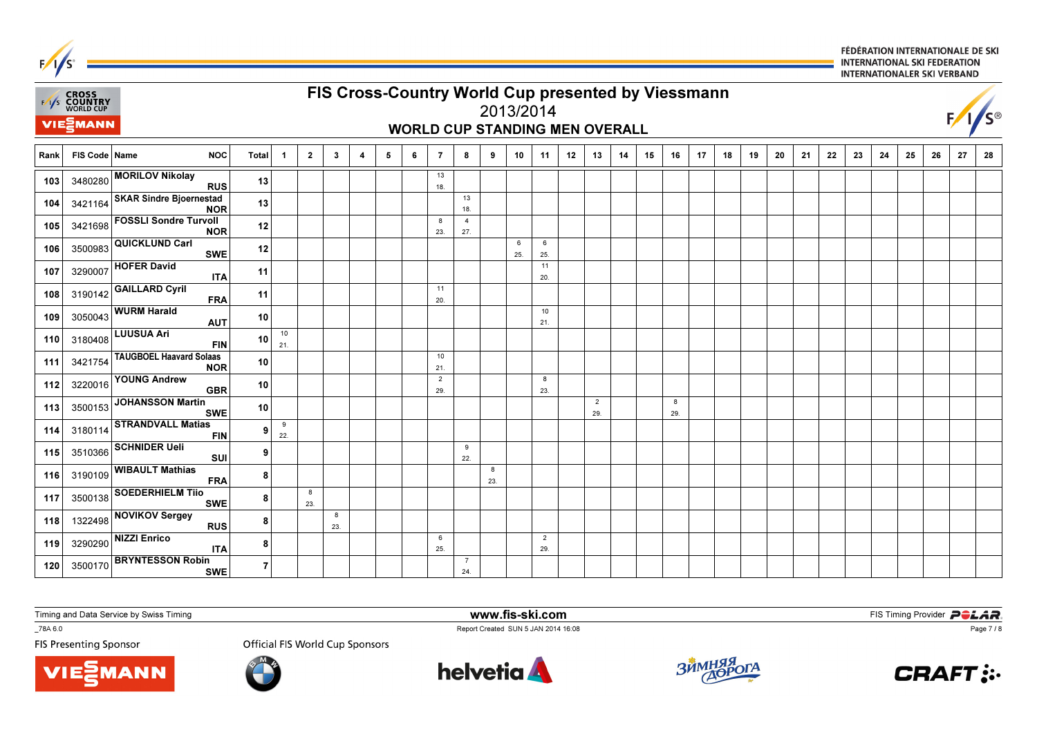# FIS Cross-Country World Cup presented by Viessmann

## 2013/2014

### WORLD CUP STANDING MEN OVERALL

| Rank | FIS Code | Name | NOC | Total | 1 | 2 | 3 | 4 | 5 | 6 | 7 | 8 | 9 | 10 | 11 | 12 | 13 | 14 | 15 | 16 | 17 | 18 | 19 | 20 | 21 | 22 | 23 | 24 | 25 | 26 | 27 | 28 |
|---|---|---|---|---|---|---|---|---|---|---|---|---|---|---|---|---|---|---|---|---|---|---|---|---|---|---|---|---|---|---|---|---|
| 103 | 3480280 | MORILOV Nikolay | RUS | 13 | | | | | | | 13 18. | | | | | | | | | | | | | | | | | | | | | |
| 104 | 3421164 | SKAR Sindre Bjoernestad | NOR | 13 | | | | | | | | 13 18. | | | | | | | | | | | | | | | | | | | | |
| 105 | 3421698 | FOSSLI Sondre Turvoll | NOR | 12 | | | | | | | 8 23. | 4 27. | | | | | | | | | | | | | | | | | | | | |
| 106 | 3500983 | QUICKLUND Carl | SWE | 12 | | | | | | | | | | 6 25. | 6 25. | | | | | | | | | | | | | | | | | |
| 107 | 3290007 | HOFER David | ITA | 11 | | | | | | | | | | | 11 20. | | | | | | | | | | | | | | | | | |
| 108 | 3190142 | GAILLARD Cyril | FRA | 11 | | | | | | | 11 20. | | | | | | | | | | | | | | | | | | | | | |
| 109 | 3050043 | WURM Harald | AUT | 10 | | | | | | | | | | | 10 21. | | | | | | | | | | | | | | | | | |
| 110 | 3180408 | LUUSUA Ari | FIN | 10 | 10 21. | | | | | | | | | | | | | | | | | | | | | | | | | | | |
| 111 | 3421754 | TAUGBOEL Haavard Solaas | NOR | 10 | | | | | | | 10 21. | | | | | | | | | | | | | | | | | | | | | |
| 112 | 3220016 | YOUNG Andrew | GBR | 10 | | | | | | | 2 29. | | | | 8 23. | | | | | | | | | | | | | | | | | |
| 113 | 3500153 | JOHANSSON Martin | SWE | 10 | | | | | | | | | | | | | 2 29. | | | 8 29. | | | | | | | | | | | | |
| 114 | 3180114 | STRANDVALL Matias | FIN | 9 | 9 22. | | | | | | | | | | | | | | | | | | | | | | | | | | | |
| 115 | 3510366 | SCHNIDER Ueli | SUI | 9 | | | | | | | | 9 22. | | | | | | | | | | | | | | | | | | | | |
| 116 | 3190109 | WIBAULT Mathias | FRA | 8 | | | | | | | | | 8 23. | | | | | | | | | | | | | | | | | | | |
| 117 | 3500138 | SOEDERHIELM Tiio | SWE | 8 | | 8 23. | | | | | | | | | | | | | | | | | | | | | | | | | | |
| 118 | 1322498 | NOVIKOV Sergey | RUS | 8 | | | 8 23. | | | | | | | | | | | | | | | | | | | | | | | | | |
| 119 | 3290290 | NIZZI Enrico | ITA | 8 | | | | | | | 6 25. | | | | 2 29. | | | | | | | | | | | | | | | | | |
| 120 | 3500170 | BRYNTESSON Robin | SWE | 7 | | | | | | | | 7 24. | | | | | | | | | | | | | | | | | | | | |

Timing and Data Service by Swiss Timing

www.fis-ski.com

Report Created SUN 5 JAN 2014 16:08

FIS Timing Provider POLAR

_78A 6.0

FIS Presenting Sponsor

Official FIS World Cup Sponsors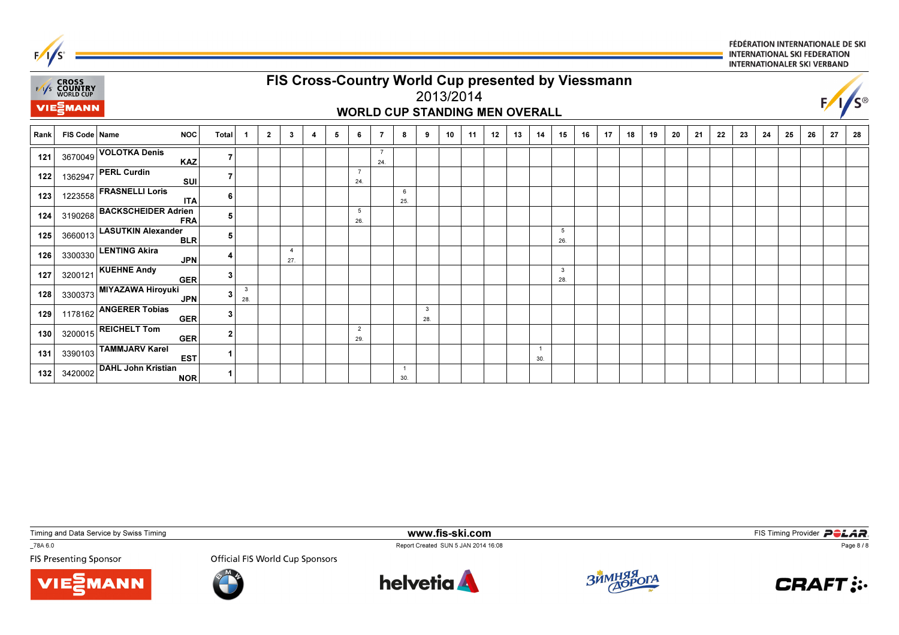# FIS Cross-Country World Cup presented by Viessmann

2013/2014

## WORLD CUP STANDING MEN OVERALL

| Rank | FIS Code | Name | NOC | Total | 1 | 2 | 3 | 4 | 5 | 6 | 7 | 8 | 9 | 10 | 11 | 12 | 13 | 14 | 15 | 16 | 17 | 18 | 19 | 20 | 21 | 22 | 23 | 24 | 25 | 26 | 27 | 28 |
|---|---|---|---|---|---|---|---|---|---|---|---|---|---|---|---|---|---|---|---|---|---|---|---|---|---|---|---|---|---|---|---|---|
| 121 | 3670049 | VOLOTKA Denis | KAZ | 7 | | | | | | | 7 24. | | | | | | | | | | | | | | | | | | | | | |
| 122 | 1362947 | PERL Curdin | SUI | 7 | | | | | | 7 24. | | | | | | | | | | | | | | | | | | | | | | |
| 123 | 1223558 | FRASNELLI Loris | ITA | 6 | | | | | | | | 6 25. | | | | | | | | | | | | | | | | | | | | |
| 124 | 3190268 | BACKSCHEIDER Adrien | FRA | 5 | | | | | | 5 26. | | | | | | | | | | | | | | | | | | | | | | |
| 125 | 3660013 | LASUTKIN Alexander | BLR | 5 | | | | | | | | | | | | | | | 5 26. | | | | | | | | | | | | | |
| 126 | 3300330 | LENTING Akira | JPN | 4 | | | 4 27. | | | | | | | | | | | | | | | | | | | | | | | | | |
| 127 | 3200121 | KUEHNE Andy | GER | 3 | | | | | | | | | | | | | | | 3 28. | | | | | | | | | | | | | |
| 128 | 3300373 | MIYAZAWA Hiroyuki | JPN | 3 | 3 28. | | | | | | | | | | | | | | | | | | | | | | | | | | | |
| 129 | 1178162 | ANGERER Tobias | GER | 3 | | | | | | | | | 3 28. | | | | | | | | | | | | | | | | | | | |
| 130 | 3200015 | REICHELT Tom | GER | 2 | | | | | | 2 29. | | | | | | | | | | | | | | | | | | | | | | |
| 131 | 3390103 | TAMMJARV Karel | EST | 1 | | | | | | | | | | | | | | 1 30. | | | | | | | | | | | | | | |
| 132 | 3420002 | DAHL John Kristian | NOR | 1 | | | | | | | | 1 30. | | | | | | | | | | | | | | | | | | | | |

Timing and Data Service by Swiss Timing

www.fis-ski.com

FIS Timing Provider POLAR

_78A 6.0

Report Created SUN 5 JAN 2014 16:08

FIS Presenting Sponsor

Official FIS World Cup Sponsors